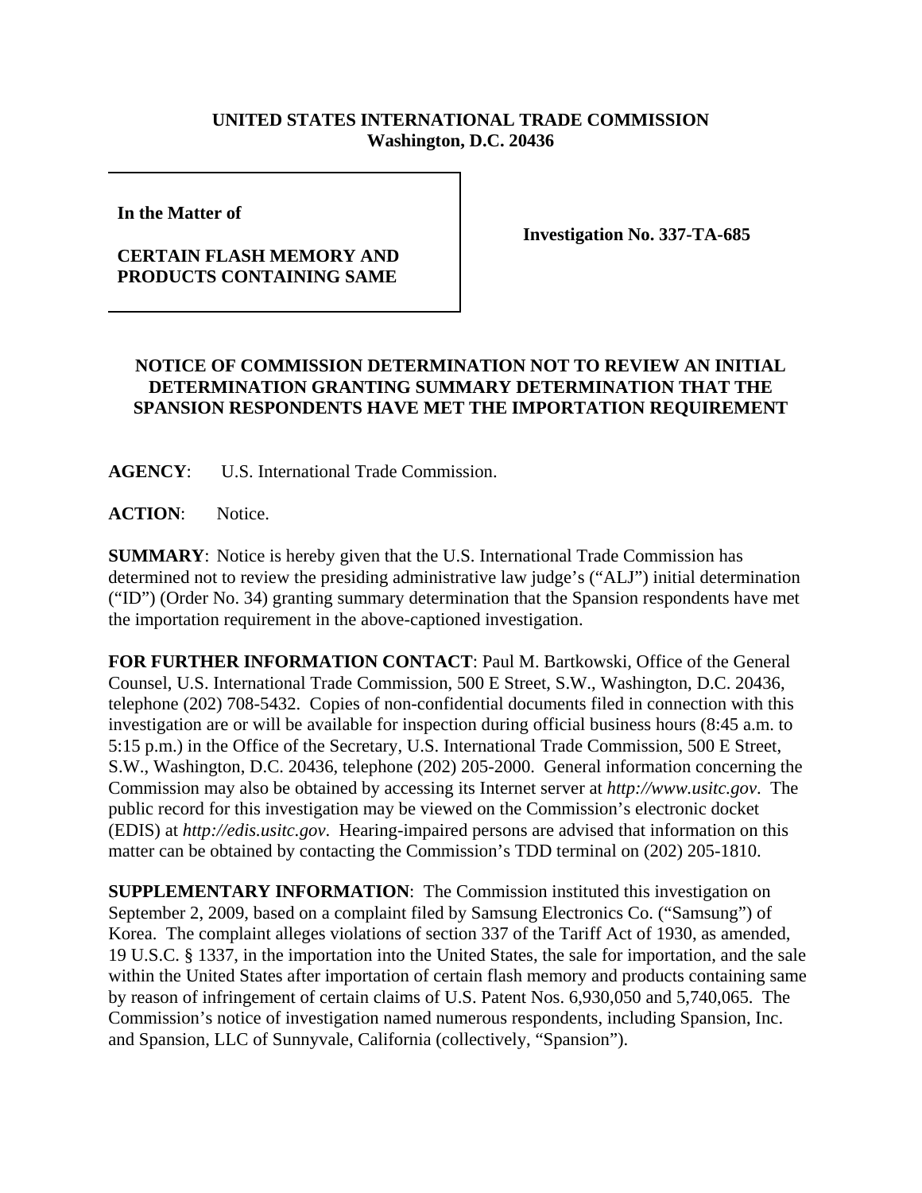**UNITED STATES INTERNATIONAL TRADE COMMISSION**
**Washington, D.C. 20436**

**In the Matter of**

**CERTAIN FLASH MEMORY AND PRODUCTS CONTAINING SAME**

**Investigation No. 337-TA-685**

## NOTICE OF COMMISSION DETERMINATION NOT TO REVIEW AN INITIAL DETERMINATION GRANTING SUMMARY DETERMINATION THAT THE SPANSION RESPONDENTS HAVE MET THE IMPORTATION REQUIREMENT

**AGENCY**: U.S. International Trade Commission.

**ACTION**: Notice.

**SUMMARY**: Notice is hereby given that the U.S. International Trade Commission has determined not to review the presiding administrative law judge's ("ALJ") initial determination ("ID") (Order No. 34) granting summary determination that the Spansion respondents have met the importation requirement in the above-captioned investigation.

**FOR FURTHER INFORMATION CONTACT**: Paul M. Bartkowski, Office of the General Counsel, U.S. International Trade Commission, 500 E Street, S.W., Washington, D.C. 20436, telephone (202) 708-5432. Copies of non-confidential documents filed in connection with this investigation are or will be available for inspection during official business hours (8:45 a.m. to 5:15 p.m.) in the Office of the Secretary, U.S. International Trade Commission, 500 E Street, S.W., Washington, D.C. 20436, telephone (202) 205-2000. General information concerning the Commission may also be obtained by accessing its Internet server at *http://www.usitc.gov*. The public record for this investigation may be viewed on the Commission's electronic docket (EDIS) at *http://edis.usitc.gov*. Hearing-impaired persons are advised that information on this matter can be obtained by contacting the Commission's TDD terminal on (202) 205-1810.

**SUPPLEMENTARY INFORMATION**: The Commission instituted this investigation on September 2, 2009, based on a complaint filed by Samsung Electronics Co. ("Samsung") of Korea. The complaint alleges violations of section 337 of the Tariff Act of 1930, as amended, 19 U.S.C. § 1337, in the importation into the United States, the sale for importation, and the sale within the United States after importation of certain flash memory and products containing same by reason of infringement of certain claims of U.S. Patent Nos. 6,930,050 and 5,740,065. The Commission's notice of investigation named numerous respondents, including Spansion, Inc. and Spansion, LLC of Sunnyvale, California (collectively, "Spansion").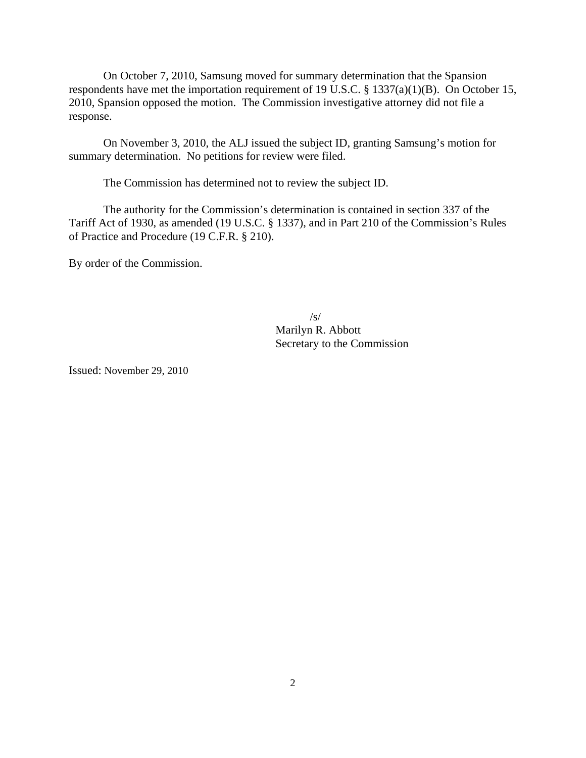On October 7, 2010, Samsung moved for summary determination that the Spansion respondents have met the importation requirement of 19 U.S.C. § 1337(a)(1)(B). On October 15, 2010, Spansion opposed the motion. The Commission investigative attorney did not file a response.

On November 3, 2010, the ALJ issued the subject ID, granting Samsung's motion for summary determination. No petitions for review were filed.

The Commission has determined not to review the subject ID.

The authority for the Commission's determination is contained in section 337 of the Tariff Act of 1930, as amended (19 U.S.C. § 1337), and in Part 210 of the Commission's Rules of Practice and Procedure (19 C.F.R. § 210).

By order of the Commission.

/s/
Marilyn R. Abbott
Secretary to the Commission

Issued: November 29, 2010